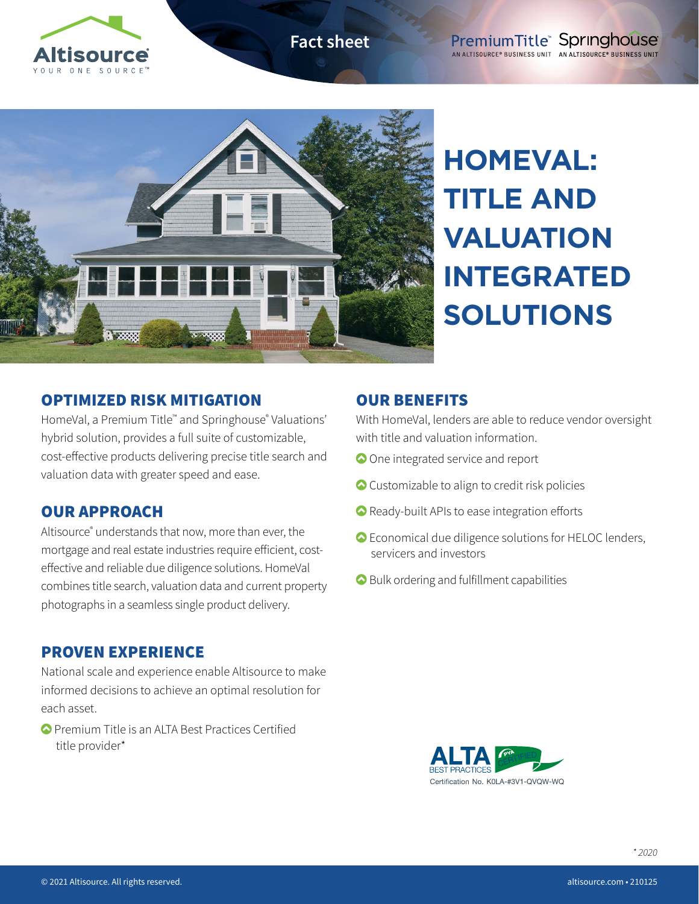Fact sheet

# HOMEVAL: TITLE AND VALUATION INTEGRATED SOLUTIONS

## OPTIMIZED RISK MITIGATION

HomeVal, a Premium Title™ and Springhouse® Valuations' hybrid solution, provides a full suite of customizable, cost-effective products delivering precise title search and valuation data with greater speed and ease.

## OUR APPROACH

Altisource® understands that now, more than ever, the mortgage and real estate industries require efficient, cost-effective and reliable due diligence solutions. HomeVal combines title search, valuation data and current property photographs in a seamless single product delivery.

## PROVEN EXPERIENCE

National scale and experience enable Altisource to make informed decisions to achieve an optimal resolution for each asset.

- Premium Title is an ALTA Best Practices Certified title provider*

## OUR BENEFITS

With HomeVal, lenders are able to reduce vendor oversight with title and valuation information.

- One integrated service and report
- Customizable to align to credit risk policies
- Ready-built APIs to ease integration efforts
- Economical due diligence solutions for HELOC lenders, servicers and investors
- Bulk ordering and fulfillment capabilities

ALTA BEST PRACTICES PVA CERTIFIED
Certification No. K0LA-#3V1-QVQW-WQ

* 2020

© 2021 Altisource. All rights reserved.

altisource.com • 210125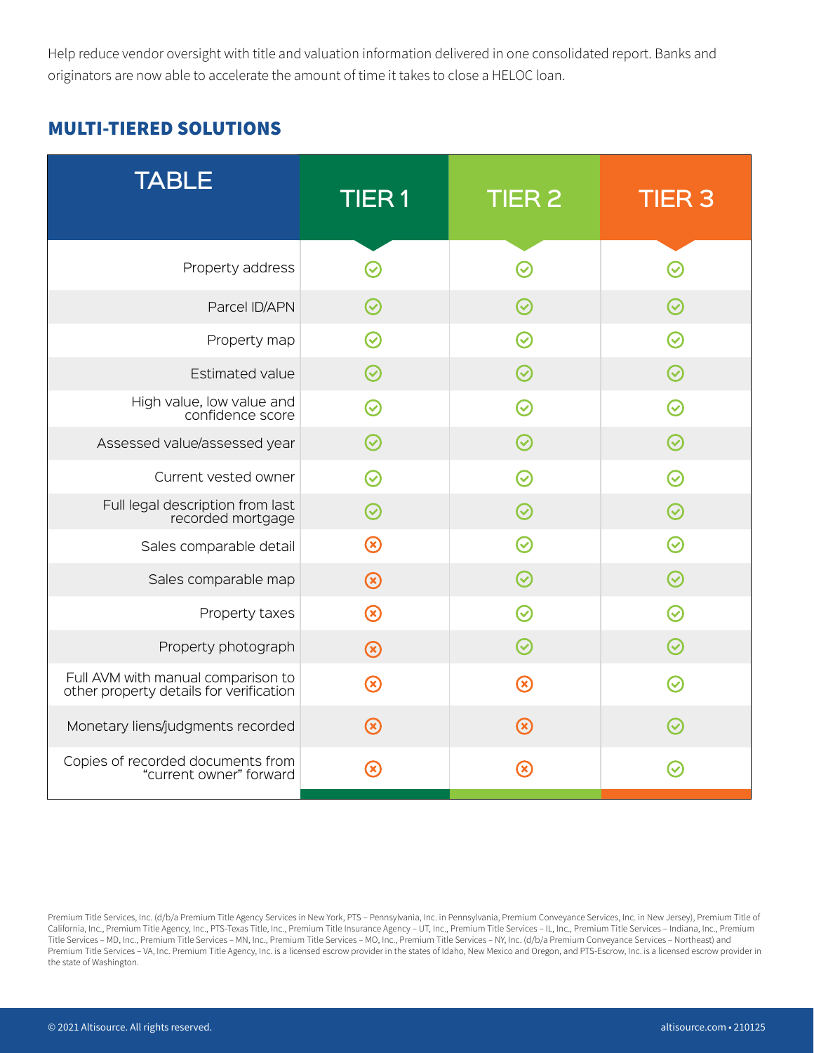Help reduce vendor oversight with title and valuation information delivered in one consolidated report. Banks and originators are now able to accelerate the amount of time it takes to close a HELOC loan.

## MULTI-TIERED SOLUTIONS

| TABLE | TIER 1 | TIER 2 | TIER 3 |
|---|---|---|---|
| Property address | ✓ | ✓ | ✓ |
| Parcel ID/APN | ✓ | ✓ | ✓ |
| Property map | ✓ | ✓ | ✓ |
| Estimated value | ✓ | ✓ | ✓ |
| High value, low value and confidence score | ✓ | ✓ | ✓ |
| Assessed value/assessed year | ✓ | ✓ | ✓ |
| Current vested owner | ✓ | ✓ | ✓ |
| Full legal description from last recorded mortgage | ✓ | ✓ | ✓ |
| Sales comparable detail | ✗ | ✓ | ✓ |
| Sales comparable map | ✗ | ✓ | ✓ |
| Property taxes | ✗ | ✓ | ✓ |
| Property photograph | ✗ | ✓ | ✓ |
| Full AVM with manual comparison to other property details for verification | ✗ | ✗ | ✓ |
| Monetary liens/judgments recorded | ✗ | ✗ | ✓ |
| Copies of recorded documents from "current owner" forward | ✗ | ✗ | ✓ |

Premium Title Services, Inc. (d/b/a Premium Title Agency Services in New York, PTS – Pennsylvania, Inc. in Pennsylvania, Premium Conveyance Services, Inc. in New Jersey), Premium Title of California, Inc., Premium Title Agency, Inc., PTS-Texas Title, Inc., Premium Title Insurance Agency – UT, Inc., Premium Title Services – IL, Inc., Premium Title Services – Indiana, Inc., Premium Title Services – MD, Inc., Premium Title Services – MN, Inc., Premium Title Services – MO, Inc., Premium Title Services – NY, Inc. (d/b/a Premium Conveyance Services – Northeast) and Premium Title Services – VA, Inc. Premium Title Agency, Inc. is a licensed escrow provider in the states of Idaho, New Mexico and Oregon, and PTS-Escrow, Inc. is a licensed escrow provider in the state of Washington.

© 2021 Altisource. All rights reserved.

altisource.com • 210125